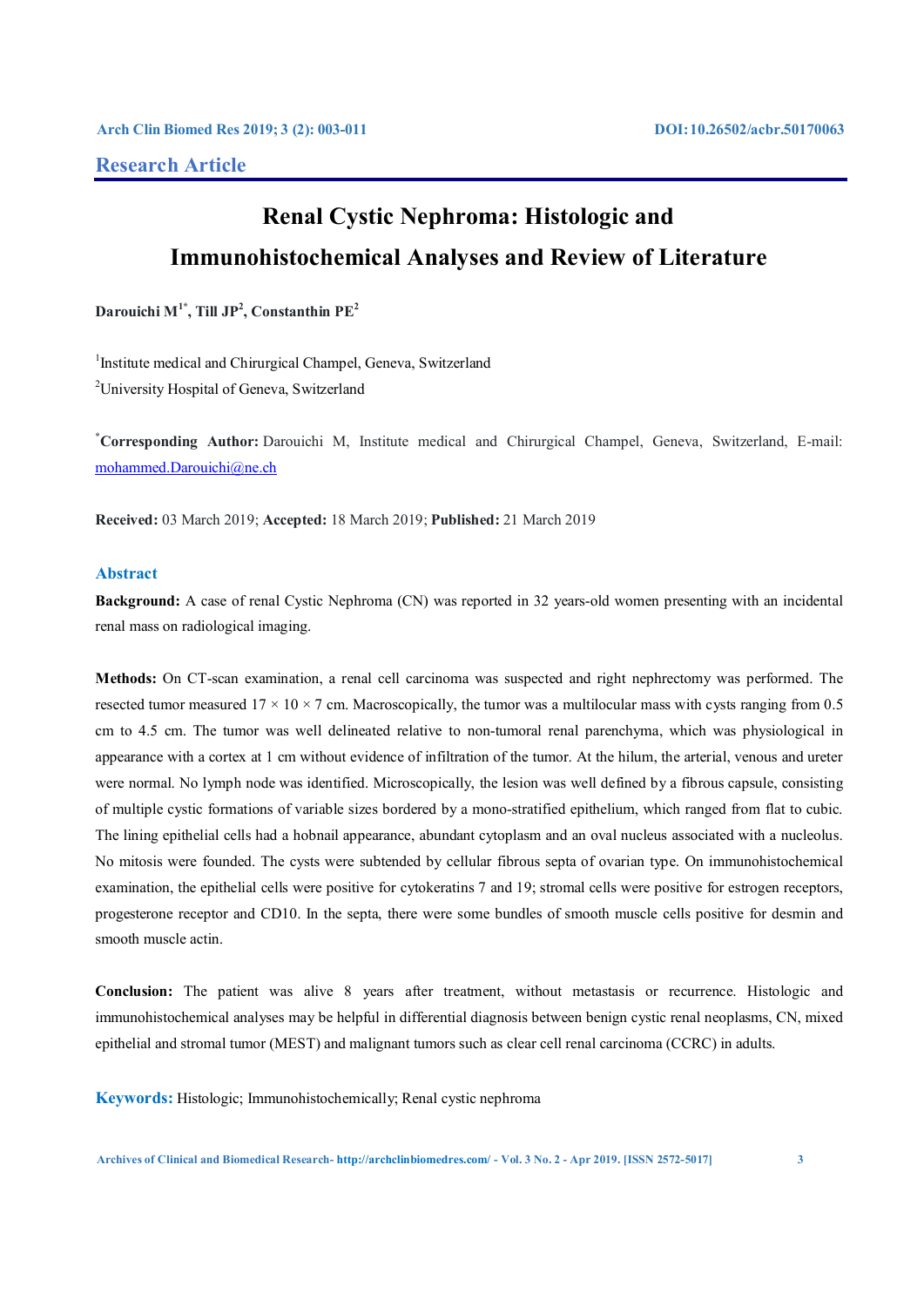**Research Article**

# Renal Cystic Nephroma: Histologic and Immunohistochemical Analyses and Review of Literature

**Darouichi M[1*], Till JP[2], Constanthin PE[2]**

[1]Institute medical and Chirurgical Champel, Geneva, Switzerland

[2]University Hospital of Geneva, Switzerland

[*]**Corresponding Author:** Darouichi M, Institute medical and Chirurgical Champel, Geneva, Switzerland, E-mail: mohammed.Darouichi@ne.ch

**Received:** 03 March 2019; **Accepted:** 18 March 2019; **Published:** 21 March 2019

## Abstract

**Background:** A case of renal Cystic Nephroma (CN) was reported in 32 years-old women presenting with an incidental renal mass on radiological imaging.

**Methods:** On CT-scan examination, a renal cell carcinoma was suspected and right nephrectomy was performed. The resected tumor measured 17 × 10 × 7 cm. Macroscopically, the tumor was a multilocular mass with cysts ranging from 0.5 cm to 4.5 cm. The tumor was well delineated relative to non-tumoral renal parenchyma, which was physiological in appearance with a cortex at 1 cm without evidence of infiltration of the tumor. At the hilum, the arterial, venous and ureter were normal. No lymph node was identified. Microscopically, the lesion was well defined by a fibrous capsule, consisting of multiple cystic formations of variable sizes bordered by a mono-stratified epithelium, which ranged from flat to cubic. The lining epithelial cells had a hobnail appearance, abundant cytoplasm and an oval nucleus associated with a nucleolus. No mitosis were founded. The cysts were subtended by cellular fibrous septa of ovarian type. On immunohistochemical examination, the epithelial cells were positive for cytokeratins 7 and 19; stromal cells were positive for estrogen receptors, progesterone receptor and CD10. In the septa, there were some bundles of smooth muscle cells positive for desmin and smooth muscle actin.

**Conclusion:** The patient was alive 8 years after treatment, without metastasis or recurrence. Histologic and immunohistochemical analyses may be helpful in differential diagnosis between benign cystic renal neoplasms, CN, mixed epithelial and stromal tumor (MEST) and malignant tumors such as clear cell renal carcinoma (CCRC) in adults.

**Keywords:** Histologic; Immunohistochemically; Renal cystic nephroma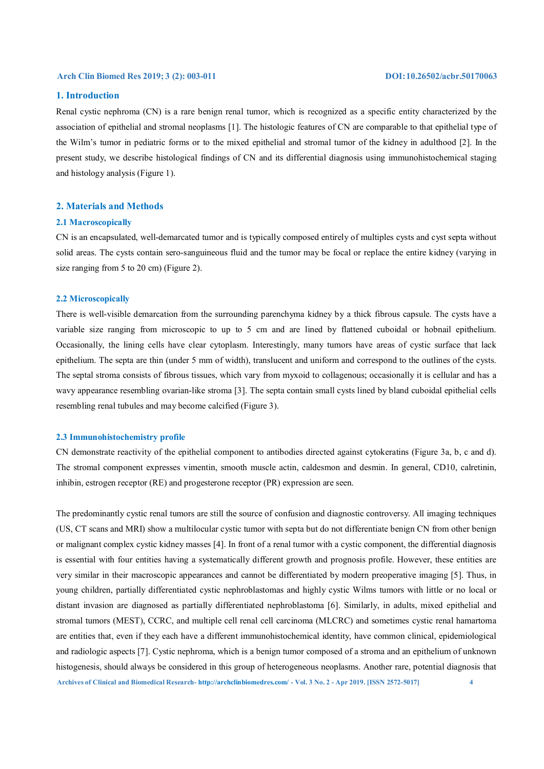## 1. Introduction

Renal cystic nephroma (CN) is a rare benign renal tumor, which is recognized as a specific entity characterized by the association of epithelial and stromal neoplasms [1]. The histologic features of CN are comparable to that epithelial type of the Wilm's tumor in pediatric forms or to the mixed epithelial and stromal tumor of the kidney in adulthood [2]. In the present study, we describe histological findings of CN and its differential diagnosis using immunohistochemical staging and histology analysis (Figure 1).

## 2. Materials and Methods

### 2.1 Macroscopically

CN is an encapsulated, well-demarcated tumor and is typically composed entirely of multiples cysts and cyst septa without solid areas. The cysts contain sero-sanguineous fluid and the tumor may be focal or replace the entire kidney (varying in size ranging from 5 to 20 cm) (Figure 2).

### 2.2 Microscopically

There is well-visible demarcation from the surrounding parenchyma kidney by a thick fibrous capsule. The cysts have a variable size ranging from microscopic to up to 5 cm and are lined by flattened cuboidal or hobnail epithelium. Occasionally, the lining cells have clear cytoplasm. Interestingly, many tumors have areas of cystic surface that lack epithelium. The septa are thin (under 5 mm of width), translucent and uniform and correspond to the outlines of the cysts. The septal stroma consists of fibrous tissues, which vary from myxoid to collagenous; occasionally it is cellular and has a wavy appearance resembling ovarian-like stroma [3]. The septa contain small cysts lined by bland cuboidal epithelial cells resembling renal tubules and may become calcified (Figure 3).

### 2.3 Immunohistochemistry profile

CN demonstrate reactivity of the epithelial component to antibodies directed against cytokeratins (Figure 3a, b, c and d). The stromal component expresses vimentin, smooth muscle actin, caldesmon and desmin. In general, CD10, calretinin, inhibin, estrogen receptor (RE) and progesterone receptor (PR) expression are seen.

The predominantly cystic renal tumors are still the source of confusion and diagnostic controversy. All imaging techniques (US, CT scans and MRI) show a multilocular cystic tumor with septa but do not differentiate benign CN from other benign or malignant complex cystic kidney masses [4]. In front of a renal tumor with a cystic component, the differential diagnosis is essential with four entities having a systematically different growth and prognosis profile. However, these entities are very similar in their macroscopic appearances and cannot be differentiated by modern preoperative imaging [5]. Thus, in young children, partially differentiated cystic nephroblastomas and highly cystic Wilms tumors with little or no local or distant invasion are diagnosed as partially differentiated nephroblastoma [6]. Similarly, in adults, mixed epithelial and stromal tumors (MEST), CCRC, and multiple cell renal cell carcinoma (MLCRC) and sometimes cystic renal hamartoma are entities that, even if they each have a different immunohistochemical identity, have common clinical, epidemiological and radiologic aspects [7]. Cystic nephroma, which is a benign tumor composed of a stroma and an epithelium of unknown histogenesis, should always be considered in this group of heterogeneous neoplasms. Another rare, potential diagnosis that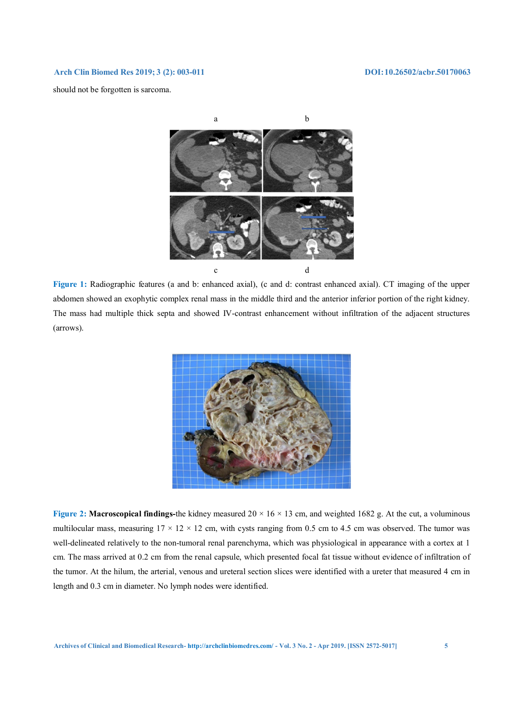should not be forgotten is sarcoma.

**Figure 1:** Radiographic features (a and b: enhanced axial), (c and d: contrast enhanced axial). CT imaging of the upper abdomen showed an exophytic complex renal mass in the middle third and the anterior inferior portion of the right kidney. The mass had multiple thick septa and showed IV-contrast enhancement without infiltration of the adjacent structures (arrows).

**Figure 2:** **Macroscopical findings-**the kidney measured 20 × 16 × 13 cm, and weighted 1682 g. At the cut, a voluminous multilocular mass, measuring 17 × 12 × 12 cm, with cysts ranging from 0.5 cm to 4.5 cm was observed. The tumor was well-delineated relatively to the non-tumoral renal parenchyma, which was physiological in appearance with a cortex at 1 cm. The mass arrived at 0.2 cm from the renal capsule, which presented focal fat tissue without evidence of infiltration of the tumor. At the hilum, the arterial, venous and ureteral section slices were identified with a ureter that measured 4 cm in length and 0.3 cm in diameter. No lymph nodes were identified.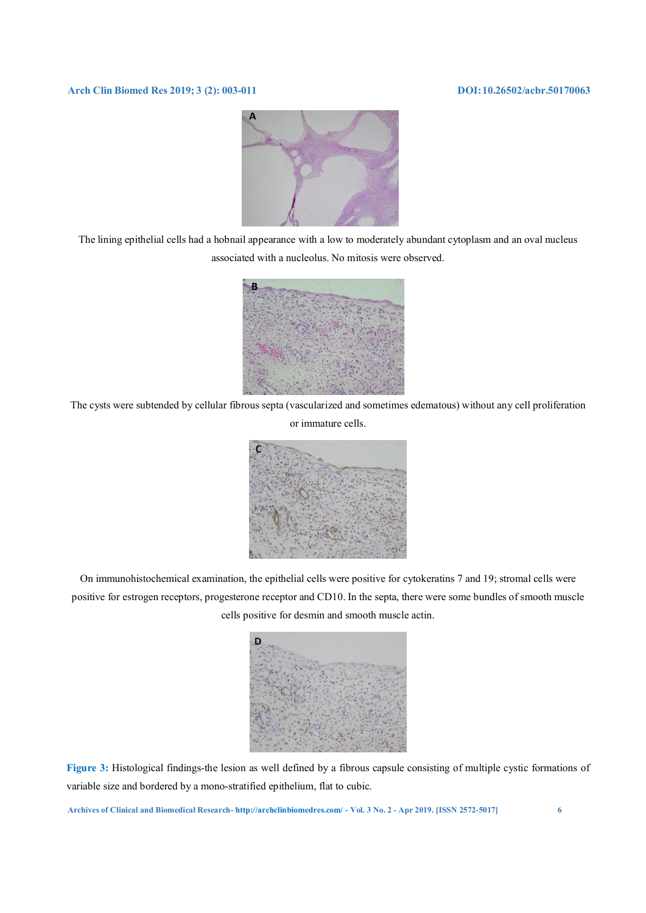The lining epithelial cells had a hobnail appearance with a low to moderately abundant cytoplasm and an oval nucleus associated with a nucleolus. No mitosis were observed.

The cysts were subtended by cellular fibrous septa (vascularized and sometimes edematous) without any cell proliferation or immature cells.

On immunohistochemical examination, the epithelial cells were positive for cytokeratins 7 and 19; stromal cells were positive for estrogen receptors, progesterone receptor and CD10. In the septa, there were some bundles of smooth muscle cells positive for desmin and smooth muscle actin.

**Figure 3:** Histological findings-the lesion as well defined by a fibrous capsule consisting of multiple cystic formations of variable size and bordered by a mono-stratified epithelium, flat to cubic.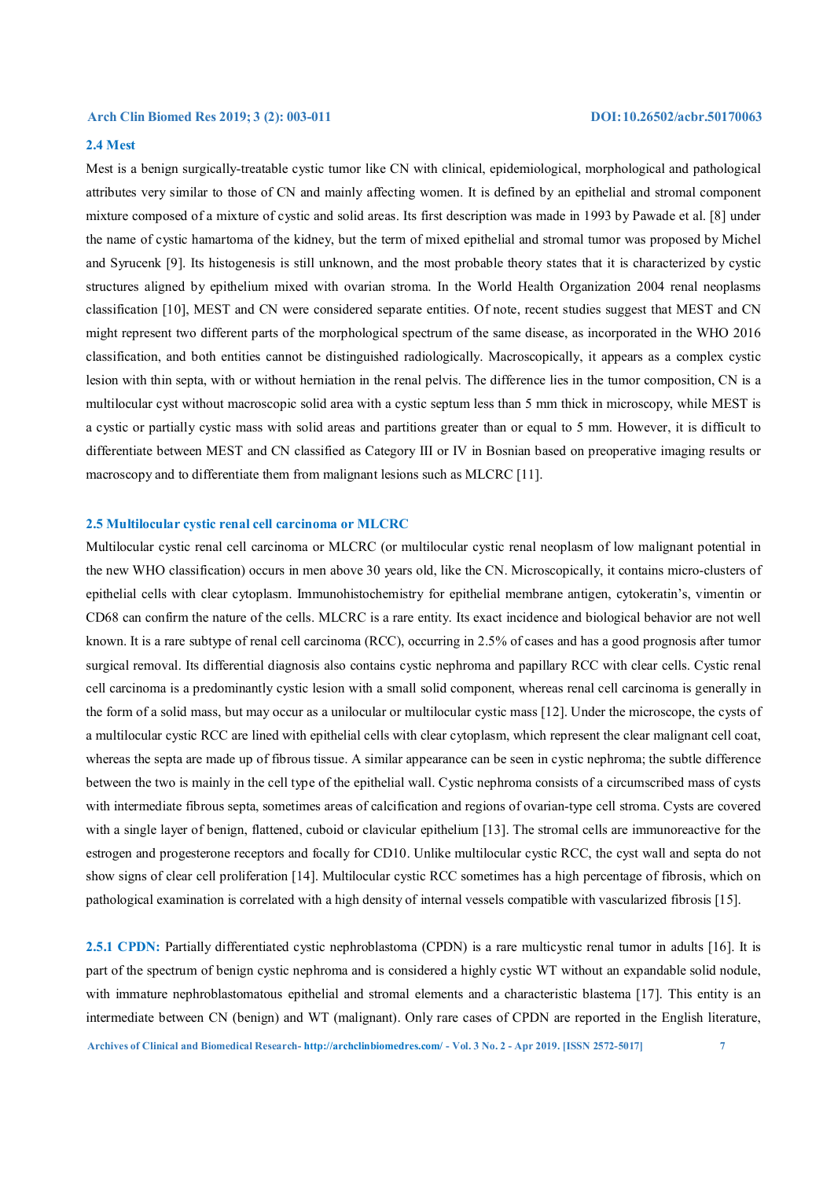### 2.4 Mest

Mest is a benign surgically-treatable cystic tumor like CN with clinical, epidemiological, morphological and pathological attributes very similar to those of CN and mainly affecting women. It is defined by an epithelial and stromal component mixture composed of a mixture of cystic and solid areas. Its first description was made in 1993 by Pawade et al. [8] under the name of cystic hamartoma of the kidney, but the term of mixed epithelial and stromal tumor was proposed by Michel and Syrucenk [9]. Its histogenesis is still unknown, and the most probable theory states that it is characterized by cystic structures aligned by epithelium mixed with ovarian stroma. In the World Health Organization 2004 renal neoplasms classification [10], MEST and CN were considered separate entities. Of note, recent studies suggest that MEST and CN might represent two different parts of the morphological spectrum of the same disease, as incorporated in the WHO 2016 classification, and both entities cannot be distinguished radiologically. Macroscopically, it appears as a complex cystic lesion with thin septa, with or without herniation in the renal pelvis. The difference lies in the tumor composition, CN is a multilocular cyst without macroscopic solid area with a cystic septum less than 5 mm thick in microscopy, while MEST is a cystic or partially cystic mass with solid areas and partitions greater than or equal to 5 mm. However, it is difficult to differentiate between MEST and CN classified as Category III or IV in Bosnian based on preoperative imaging results or macroscopy and to differentiate them from malignant lesions such as MLCRC [11].

### 2.5 Multilocular cystic renal cell carcinoma or MLCRC

Multilocular cystic renal cell carcinoma or MLCRC (or multilocular cystic renal neoplasm of low malignant potential in the new WHO classification) occurs in men above 30 years old, like the CN. Microscopically, it contains micro-clusters of epithelial cells with clear cytoplasm. Immunohistochemistry for epithelial membrane antigen, cytokeratin's, vimentin or CD68 can confirm the nature of the cells. MLCRC is a rare entity. Its exact incidence and biological behavior are not well known. It is a rare subtype of renal cell carcinoma (RCC), occurring in 2.5% of cases and has a good prognosis after tumor surgical removal. Its differential diagnosis also contains cystic nephroma and papillary RCC with clear cells. Cystic renal cell carcinoma is a predominantly cystic lesion with a small solid component, whereas renal cell carcinoma is generally in the form of a solid mass, but may occur as a unilocular or multilocular cystic mass [12]. Under the microscope, the cysts of a multilocular cystic RCC are lined with epithelial cells with clear cytoplasm, which represent the clear malignant cell coat, whereas the septa are made up of fibrous tissue. A similar appearance can be seen in cystic nephroma; the subtle difference between the two is mainly in the cell type of the epithelial wall. Cystic nephroma consists of a circumscribed mass of cysts with intermediate fibrous septa, sometimes areas of calcification and regions of ovarian-type cell stroma. Cysts are covered with a single layer of benign, flattened, cuboid or clavicular epithelium [13]. The stromal cells are immunoreactive for the estrogen and progesterone receptors and focally for CD10. Unlike multilocular cystic RCC, the cyst wall and septa do not show signs of clear cell proliferation [14]. Multilocular cystic RCC sometimes has a high percentage of fibrosis, which on pathological examination is correlated with a high density of internal vessels compatible with vascularized fibrosis [15].

**2.5.1 CPDN:** Partially differentiated cystic nephroblastoma (CPDN) is a rare multicystic renal tumor in adults [16]. It is part of the spectrum of benign cystic nephroma and is considered a highly cystic WT without an expandable solid nodule, with immature nephroblastomatous epithelial and stromal elements and a characteristic blastema [17]. This entity is an intermediate between CN (benign) and WT (malignant). Only rare cases of CPDN are reported in the English literature,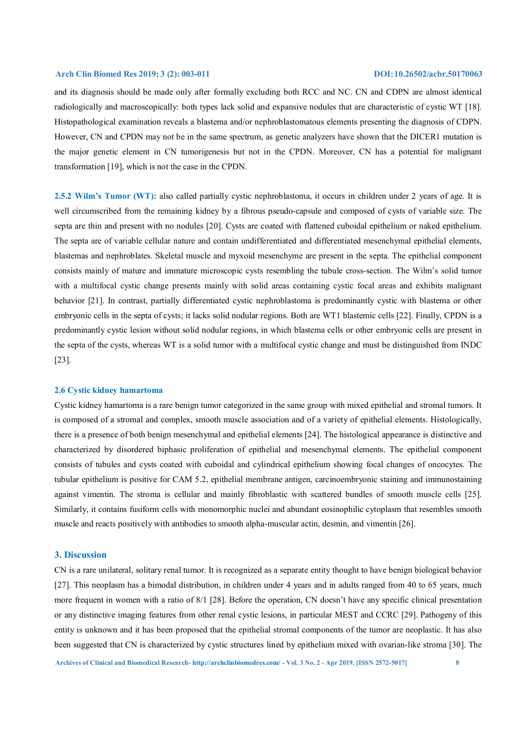and its diagnosis should be made only after formally excluding both RCC and NC. CN and CDPN are almost identical radiologically and macroscopically: both types lack solid and expansive nodules that are characteristic of cystic WT [18]. Histopathological examination reveals a blastema and/or nephroblastomatous elements presenting the diagnosis of CDPN. However, CN and CPDN may not be in the same spectrum, as genetic analyzers have shown that the DICER1 mutation is the major genetic element in CN tumorigenesis but not in the CPDN. Moreover, CN has a potential for malignant transformation [19], which is not the case in the CPDN.

**2.5.2 Wilm's Tumor (WT):** also called partially cystic nephroblastoma, it occurs in children under 2 years of age. It is well circumscribed from the remaining kidney by a fibrous pseudo-capsule and composed of cysts of variable size. The septa are thin and present with no nodules [20]. Cysts are coated with flattened cuboidal epithelium or naked epithelium. The septa are of variable cellular nature and contain undifferentiated and differentiated mesenchymal epithelial elements, blastemas and nephroblates. Skeletal muscle and myxoid mesenchyme are present in the septa. The epithelial component consists mainly of mature and immature microscopic cysts resembling the tubule cross-section. The Wilm's solid tumor with a multifocal cystic change presents mainly with solid areas containing cystic focal areas and exhibits malignant behavior [21]. In contrast, partially differentiated cystic nephroblastoma is predominantly cystic with blastema or other embryonic cells in the septa of cysts; it lacks solid nodular regions. Both are WT1 blastemic cells [22]. Finally, CPDN is a predominantly cystic lesion without solid nodular regions, in which blastema cells or other embryonic cells are present in the septa of the cysts, whereas WT is a solid tumor with a multifocal cystic change and must be distinguished from INDC [23].

### 2.6 Cystic kidney hamartoma

Cystic kidney hamartoma is a rare benign tumor categorized in the same group with mixed epithelial and stromal tumors. It is composed of a stromal and complex, smooth muscle association and of a variety of epithelial elements. Histologically, there is a presence of both benign mesenchymal and epithelial elements [24]. The histological appearance is distinctive and characterized by disordered biphasic proliferation of epithelial and mesenchymal elements. The epithelial component consists of tubules and cysts coated with cuboidal and cylindrical epithelium showing focal changes of oncocytes. The tubular epithelium is positive for CAM 5.2, epithelial membrane antigen, carcinoembryonic staining and immunostaining against vimentin. The stroma is cellular and mainly fibroblastic with scattered bundles of smooth muscle cells [25]. Similarly, it contains fusiform cells with monomorphic nuclei and abundant eosinophilic cytoplasm that resembles smooth muscle and reacts positively with antibodies to smooth alpha-muscular actin, desmin, and vimentin [26].

## 3. Discussion

CN is a rare unilateral, solitary renal tumor. It is recognized as a separate entity thought to have benign biological behavior [27]. This neoplasm has a bimodal distribution, in children under 4 years and in adults ranged from 40 to 65 years, much more frequent in women with a ratio of 8/1 [28]. Before the operation, CN doesn't have any specific clinical presentation or any distinctive imaging features from other renal cystic lesions, in particular MEST and CCRC [29]. Pathogeny of this entity is unknown and it has been proposed that the epithelial stromal components of the tumor are neoplastic. It has also been suggested that CN is characterized by cystic structures lined by epithelium mixed with ovarian-like stroma [30]. The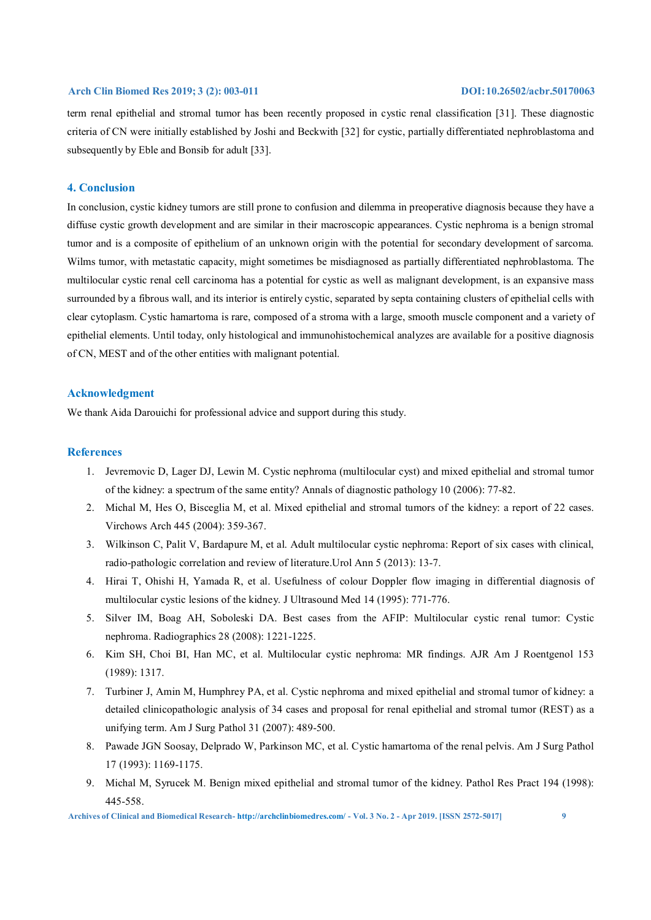term renal epithelial and stromal tumor has been recently proposed in cystic renal classification [31]. These diagnostic criteria of CN were initially established by Joshi and Beckwith [32] for cystic, partially differentiated nephroblastoma and subsequently by Eble and Bonsib for adult [33].

## 4. Conclusion

In conclusion, cystic kidney tumors are still prone to confusion and dilemma in preoperative diagnosis because they have a diffuse cystic growth development and are similar in their macroscopic appearances. Cystic nephroma is a benign stromal tumor and is a composite of epithelium of an unknown origin with the potential for secondary development of sarcoma. Wilms tumor, with metastatic capacity, might sometimes be misdiagnosed as partially differentiated nephroblastoma. The multilocular cystic renal cell carcinoma has a potential for cystic as well as malignant development, is an expansive mass surrounded by a fibrous wall, and its interior is entirely cystic, separated by septa containing clusters of epithelial cells with clear cytoplasm. Cystic hamartoma is rare, composed of a stroma with a large, smooth muscle component and a variety of epithelial elements. Until today, only histological and immunohistochemical analyzes are available for a positive diagnosis of CN, MEST and of the other entities with malignant potential.

## Acknowledgment

We thank Aida Darouichi for professional advice and support during this study.

## References

1. Jevremovic D, Lager DJ, Lewin M. Cystic nephroma (multilocular cyst) and mixed epithelial and stromal tumor of the kidney: a spectrum of the same entity? Annals of diagnostic pathology 10 (2006): 77-82.
2. Michal M, Hes O, Bisceglia M, et al. Mixed epithelial and stromal tumors of the kidney: a report of 22 cases. Virchows Arch 445 (2004): 359-367.
3. Wilkinson C, Palit V, Bardapure M, et al. Adult multilocular cystic nephroma: Report of six cases with clinical, radio-pathologic correlation and review of literature.Urol Ann 5 (2013): 13-7.
4. Hirai T, Ohishi H, Yamada R, et al. Usefulness of colour Doppler flow imaging in differential diagnosis of multilocular cystic lesions of the kidney. J Ultrasound Med 14 (1995): 771-776.
5. Silver IM, Boag AH, Soboleski DA. Best cases from the AFIP: Multilocular cystic renal tumor: Cystic nephroma. Radiographics 28 (2008): 1221-1225.
6. Kim SH, Choi BI, Han MC, et al. Multilocular cystic nephroma: MR findings. AJR Am J Roentgenol 153 (1989): 1317.
7. Turbiner J, Amin M, Humphrey PA, et al. Cystic nephroma and mixed epithelial and stromal tumor of kidney: a detailed clinicopathologic analysis of 34 cases and proposal for renal epithelial and stromal tumor (REST) as a unifying term. Am J Surg Pathol 31 (2007): 489-500.
8. Pawade JGN Soosay, Delprado W, Parkinson MC, et al. Cystic hamartoma of the renal pelvis. Am J Surg Pathol 17 (1993): 1169-1175.
9. Michal M, Syrucek M. Benign mixed epithelial and stromal tumor of the kidney. Pathol Res Pract 194 (1998): 445-558.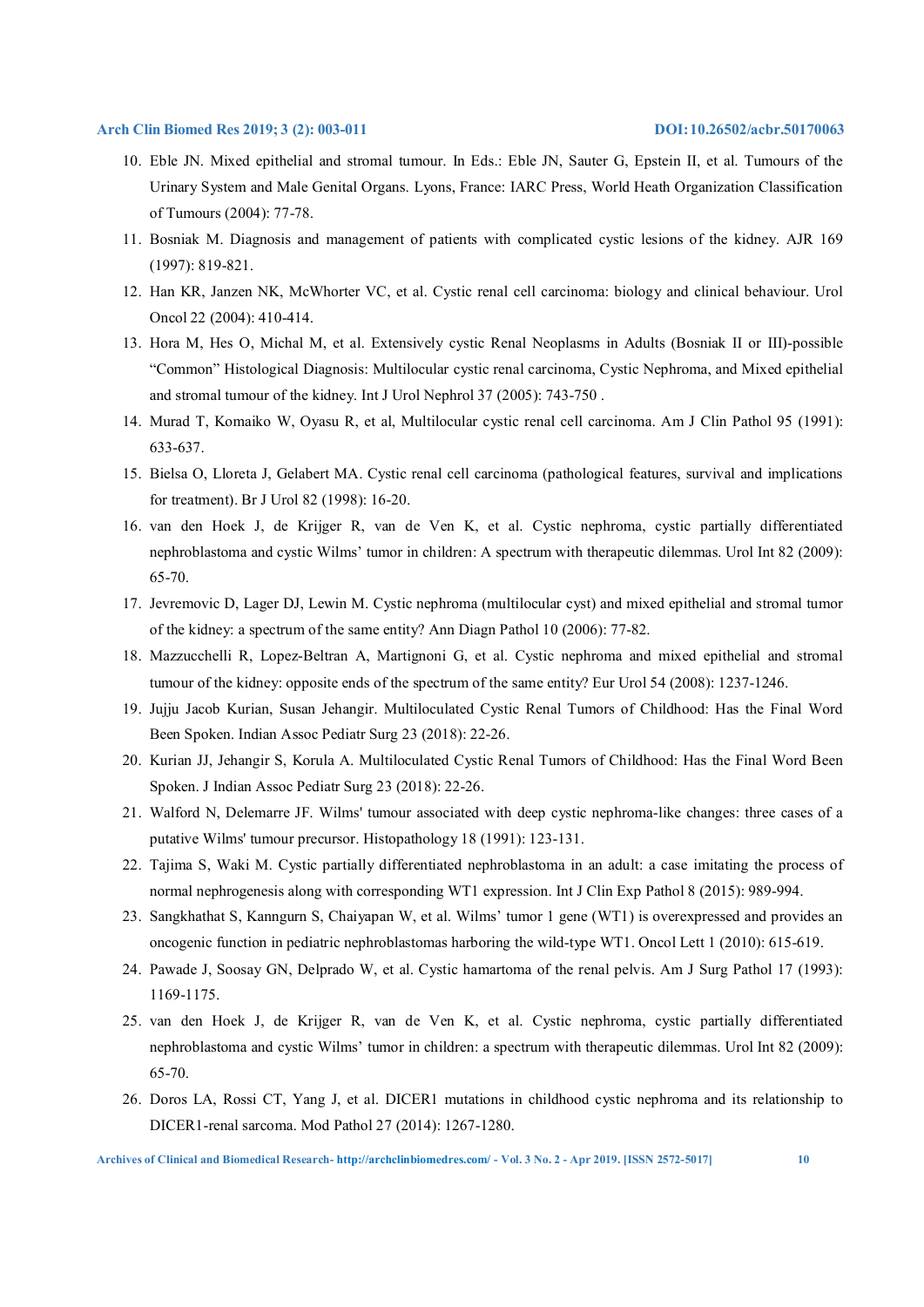10. Eble JN. Mixed epithelial and stromal tumour. In Eds.: Eble JN, Sauter G, Epstein II, et al. Tumours of the Urinary System and Male Genital Organs. Lyons, France: IARC Press, World Heath Organization Classification of Tumours (2004): 77-78.
11. Bosniak M. Diagnosis and management of patients with complicated cystic lesions of the kidney. AJR 169 (1997): 819-821.
12. Han KR, Janzen NK, McWhorter VC, et al. Cystic renal cell carcinoma: biology and clinical behaviour. Urol Oncol 22 (2004): 410-414.
13. Hora M, Hes O, Michal M, et al. Extensively cystic Renal Neoplasms in Adults (Bosniak II or III)-possible "Common" Histological Diagnosis: Multilocular cystic renal carcinoma, Cystic Nephroma, and Mixed epithelial and stromal tumour of the kidney. Int J Urol Nephrol 37 (2005): 743-750 .
14. Murad T, Komaiko W, Oyasu R, et al, Multilocular cystic renal cell carcinoma. Am J Clin Pathol 95 (1991): 633-637.
15. Bielsa O, Lloreta J, Gelabert MA. Cystic renal cell carcinoma (pathological features, survival and implications for treatment). Br J Urol 82 (1998): 16-20.
16. van den Hoek J, de Krijger R, van de Ven K, et al. Cystic nephroma, cystic partially differentiated nephroblastoma and cystic Wilms' tumor in children: A spectrum with therapeutic dilemmas. Urol Int 82 (2009): 65-70.
17. Jevremovic D, Lager DJ, Lewin M. Cystic nephroma (multilocular cyst) and mixed epithelial and stromal tumor of the kidney: a spectrum of the same entity? Ann Diagn Pathol 10 (2006): 77-82.
18. Mazzucchelli R, Lopez-Beltran A, Martignoni G, et al. Cystic nephroma and mixed epithelial and stromal tumour of the kidney: opposite ends of the spectrum of the same entity? Eur Urol 54 (2008): 1237-1246.
19. Jujju Jacob Kurian, Susan Jehangir. Multiloculated Cystic Renal Tumors of Childhood: Has the Final Word Been Spoken. Indian Assoc Pediatr Surg 23 (2018): 22-26.
20. Kurian JJ, Jehangir S, Korula A. Multiloculated Cystic Renal Tumors of Childhood: Has the Final Word Been Spoken. J Indian Assoc Pediatr Surg 23 (2018): 22-26.
21. Walford N, Delemarre JF. Wilms' tumour associated with deep cystic nephroma-like changes: three cases of a putative Wilms' tumour precursor. Histopathology 18 (1991): 123-131.
22. Tajima S, Waki M. Cystic partially differentiated nephroblastoma in an adult: a case imitating the process of normal nephrogenesis along with corresponding WT1 expression. Int J Clin Exp Pathol 8 (2015): 989-994.
23. Sangkhathat S, Kanngurn S, Chaiyapan W, et al. Wilms' tumor 1 gene (WT1) is overexpressed and provides an oncogenic function in pediatric nephroblastomas harboring the wild-type WT1. Oncol Lett 1 (2010): 615-619.
24. Pawade J, Soosay GN, Delprado W, et al. Cystic hamartoma of the renal pelvis. Am J Surg Pathol 17 (1993): 1169-1175.
25. van den Hoek J, de Krijger R, van de Ven K, et al. Cystic nephroma, cystic partially differentiated nephroblastoma and cystic Wilms' tumor in children: a spectrum with therapeutic dilemmas. Urol Int 82 (2009): 65-70.
26. Doros LA, Rossi CT, Yang J, et al. DICER1 mutations in childhood cystic nephroma and its relationship to DICER1-renal sarcoma. Mod Pathol 27 (2014): 1267-1280.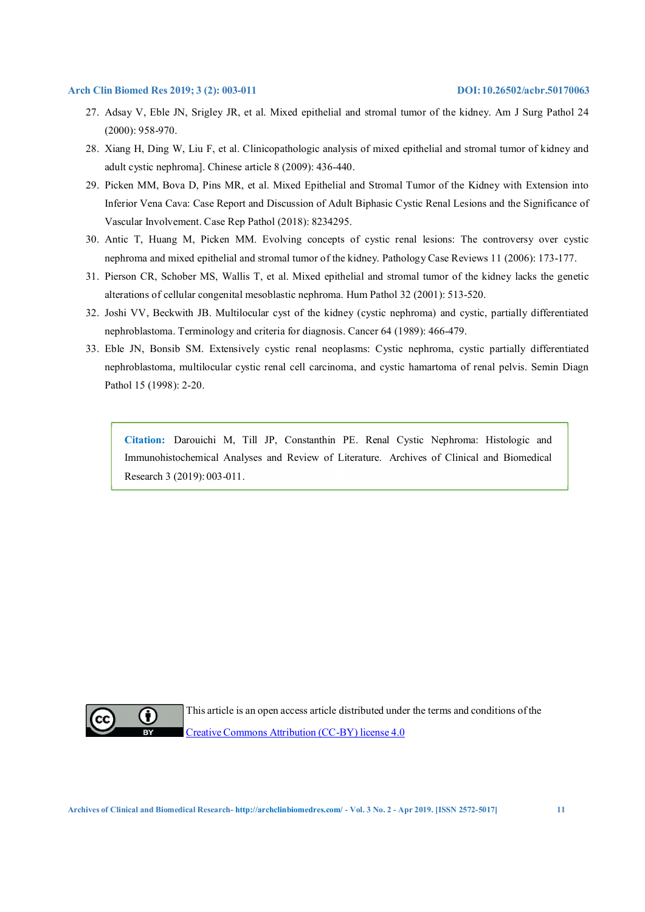27. Adsay V, Eble JN, Srigley JR, et al. Mixed epithelial and stromal tumor of the kidney. Am J Surg Pathol 24 (2000): 958-970.
28. Xiang H, Ding W, Liu F, et al. Clinicopathologic analysis of mixed epithelial and stromal tumor of kidney and adult cystic nephroma]. Chinese article 8 (2009): 436-440.
29. Picken MM, Bova D, Pins MR, et al. Mixed Epithelial and Stromal Tumor of the Kidney with Extension into Inferior Vena Cava: Case Report and Discussion of Adult Biphasic Cystic Renal Lesions and the Significance of Vascular Involvement. Case Rep Pathol (2018): 8234295.
30. Antic T, Huang M, Picken MM. Evolving concepts of cystic renal lesions: The controversy over cystic nephroma and mixed epithelial and stromal tumor of the kidney. Pathology Case Reviews 11 (2006): 173-177.
31. Pierson CR, Schober MS, Wallis T, et al. Mixed epithelial and stromal tumor of the kidney lacks the genetic alterations of cellular congenital mesoblastic nephroma. Hum Pathol 32 (2001): 513-520.
32. Joshi VV, Beckwith JB. Multilocular cyst of the kidney (cystic nephroma) and cystic, partially differentiated nephroblastoma. Terminology and criteria for diagnosis. Cancer 64 (1989): 466-479.
33. Eble JN, Bonsib SM. Extensively cystic renal neoplasms: Cystic nephroma, cystic partially differentiated nephroblastoma, multilocular cystic renal cell carcinoma, and cystic hamartoma of renal pelvis. Semin Diagn Pathol 15 (1998): 2-20.

**Citation:** Darouichi M, Till JP, Constanthin PE. Renal Cystic Nephroma: Histologic and Immunohistochemical Analyses and Review of Literature. Archives of Clinical and Biomedical Research 3 (2019): 003-011.

This article is an open access article distributed under the terms and conditions of the Creative Commons Attribution (CC-BY) license 4.0